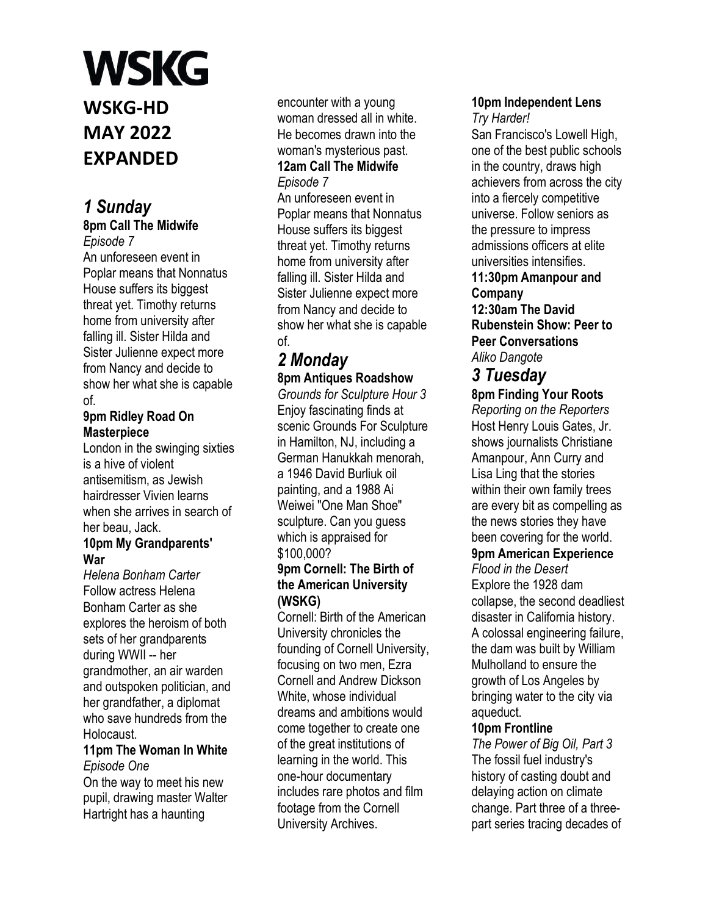# WSKG

## WSKG-HD MAY 2022 EXPANDED

## *1 Sunday*

**8pm Call The Midwife**
*Episode 7*
An unforeseen event in Poplar means that Nonnatus House suffers its biggest threat yet. Timothy returns home from university after falling ill. Sister Hilda and Sister Julienne expect more from Nancy and decide to show her what she is capable of.

**9pm Ridley Road On Masterpiece**
London in the swinging sixties is a hive of violent antisemitism, as Jewish hairdresser Vivien learns when she arrives in search of her beau, Jack.

**10pm My Grandparents' War**
*Helena Bonham Carter*
Follow actress Helena Bonham Carter as she explores the heroism of both sets of her grandparents during WWII -- her grandmother, an air warden and outspoken politician, and her grandfather, a diplomat who save hundreds from the Holocaust.

**11pm The Woman In White**
*Episode One*
On the way to meet his new pupil, drawing master Walter Hartright has a haunting encounter with a young woman dressed all in white. He becomes drawn into the woman's mysterious past.

**12am Call The Midwife**
*Episode 7*
An unforeseen event in Poplar means that Nonnatus House suffers its biggest threat yet. Timothy returns home from university after falling ill. Sister Hilda and Sister Julienne expect more from Nancy and decide to show her what she is capable of.

## *2 Monday*

**8pm Antiques Roadshow**
*Grounds for Sculpture Hour 3*
Enjoy fascinating finds at scenic Grounds For Sculpture in Hamilton, NJ, including a German Hanukkah menorah, a 1946 David Burliuk oil painting, and a 1988 Ai Weiwei "One Man Shoe" sculpture. Can you guess which is appraised for $100,000?

**9pm Cornell: The Birth of the American University (WSKG)**
Cornell: Birth of the American University chronicles the founding of Cornell University, focusing on two men, Ezra Cornell and Andrew Dickson White, whose individual dreams and ambitions would come together to create one of the great institutions of learning in the world. This one-hour documentary includes rare photos and film footage from the Cornell University Archives.

**10pm Independent Lens**
*Try Harder!*
San Francisco's Lowell High, one of the best public schools in the country, draws high achievers from across the city into a fiercely competitive universe. Follow seniors as the pressure to impress admissions officers at elite universities intensifies.

**11:30pm Amanpour and Company**

**12:30am The David Rubenstein Show: Peer to Peer Conversations**
*Aliko Dangote*

## *3 Tuesday*

**8pm Finding Your Roots**
*Reporting on the Reporters*
Host Henry Louis Gates, Jr. shows journalists Christiane Amanpour, Ann Curry and Lisa Ling that the stories within their own family trees are every bit as compelling as the news stories they have been covering for the world.

**9pm American Experience**
*Flood in the Desert*
Explore the 1928 dam collapse, the second deadliest disaster in California history. A colossal engineering failure, the dam was built by William Mulholland to ensure the growth of Los Angeles by bringing water to the city via aqueduct.

**10pm Frontline**
*The Power of Big Oil, Part 3*
The fossil fuel industry's history of casting doubt and delaying action on climate change. Part three of a three-part series tracing decades of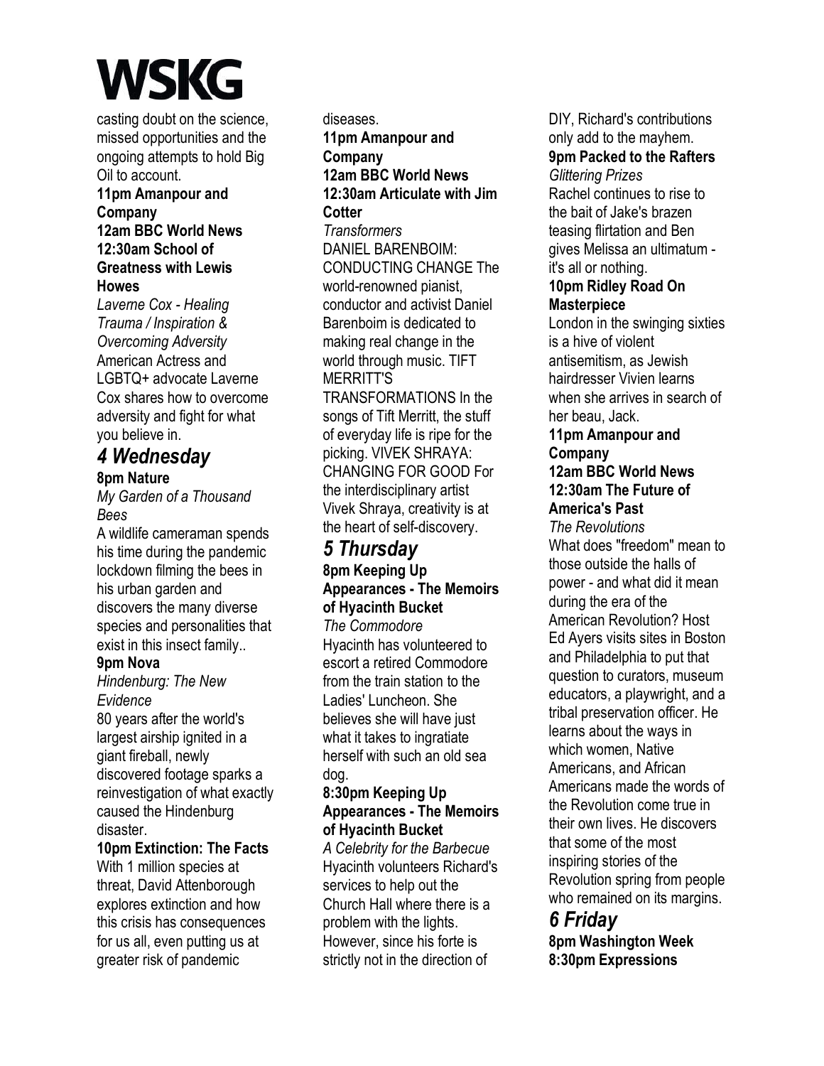casting doubt on the science, missed opportunities and the ongoing attempts to hold Big Oil to account.

**11pm Amanpour and Company**

**12am BBC World News**

**12:30am School of Greatness with Lewis Howes**

*Laverne Cox - Healing Trauma / Inspiration & Overcoming Adversity*

American Actress and LGBTQ+ advocate Laverne Cox shares how to overcome adversity and fight for what you believe in.

## *4 Wednesday*

**8pm Nature**

*My Garden of a Thousand Bees*

A wildlife cameraman spends his time during the pandemic lockdown filming the bees in his urban garden and discovers the many diverse species and personalities that exist in this insect family..

**9pm Nova**

*Hindenburg: The New Evidence*

80 years after the world's largest airship ignited in a giant fireball, newly discovered footage sparks a reinvestigation of what exactly caused the Hindenburg disaster.

**10pm Extinction: The Facts**

With 1 million species at threat, David Attenborough explores extinction and how this crisis has consequences for us all, even putting us at greater risk of pandemic diseases.

**11pm Amanpour and Company**

**12am BBC World News**

**12:30am Articulate with Jim Cotter**

*Transformers*

DANIEL BARENBOIM: CONDUCTING CHANGE The world-renowned pianist, conductor and activist Daniel Barenboim is dedicated to making real change in the world through music. TIFT MERRITT'S TRANSFORMATIONS In the songs of Tift Merritt, the stuff of everyday life is ripe for the picking. VIVEK SHRAYA: CHANGING FOR GOOD For the interdisciplinary artist Vivek Shraya, creativity is at the heart of self-discovery.

## *5 Thursday*

**8pm Keeping Up Appearances - The Memoirs of Hyacinth Bucket**

*The Commodore*

Hyacinth has volunteered to escort a retired Commodore from the train station to the Ladies' Luncheon. She believes she will have just what it takes to ingratiate herself with such an old sea dog.

**8:30pm Keeping Up Appearances - The Memoirs of Hyacinth Bucket**

*A Celebrity for the Barbecue*

Hyacinth volunteers Richard's services to help out the Church Hall where there is a problem with the lights. However, since his forte is strictly not in the direction of DIY, Richard's contributions only add to the mayhem.

**9pm Packed to the Rafters**

*Glittering Prizes*

Rachel continues to rise to the bait of Jake's brazen teasing flirtation and Ben gives Melissa an ultimatum - it's all or nothing.

**10pm Ridley Road On Masterpiece**

London in the swinging sixties is a hive of violent antisemitism, as Jewish hairdresser Vivien learns when she arrives in search of her beau, Jack.

**11pm Amanpour and Company**

**12am BBC World News**

**12:30am The Future of America's Past**

*The Revolutions*

What does "freedom" mean to those outside the halls of power - and what did it mean during the era of the American Revolution? Host Ed Ayers visits sites in Boston and Philadelphia to put that question to curators, museum educators, a playwright, and a tribal preservation officer. He learns about the ways in which women, Native Americans, and African Americans made the words of the Revolution come true in their own lives. He discovers that some of the most inspiring stories of the Revolution spring from people who remained on its margins.

## *6 Friday*

**8pm Washington Week**

**8:30pm Expressions**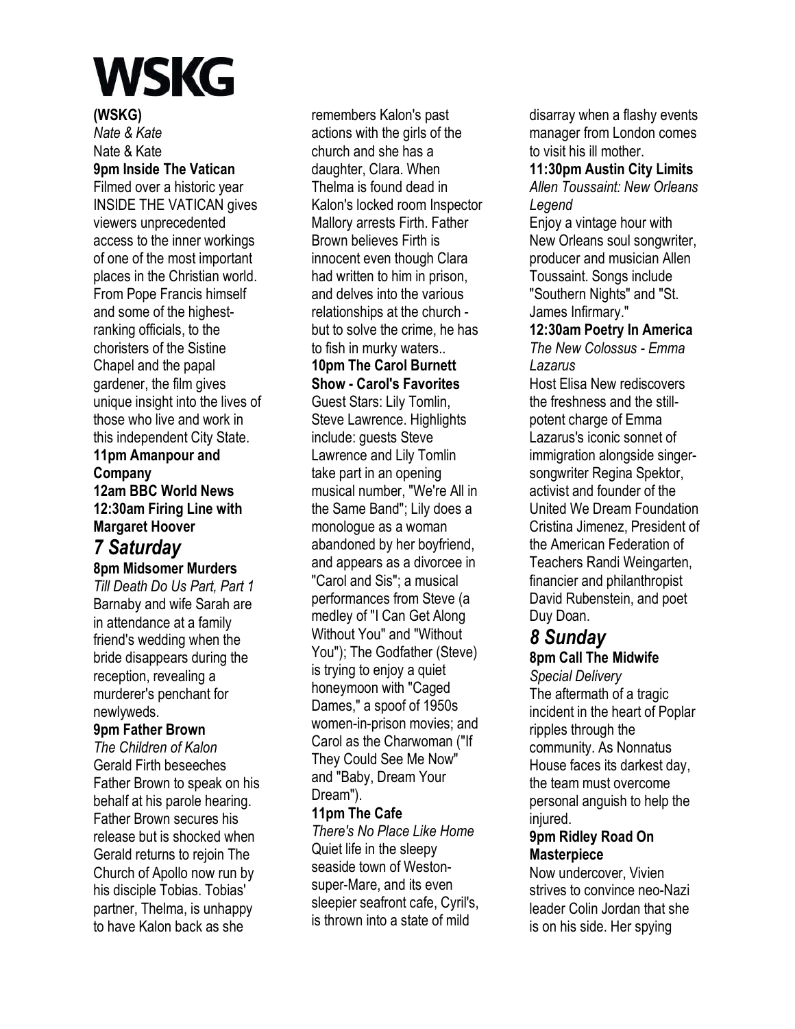# WSKG

**(WSKG)**

*Nate & Kate*

Nate & Kate

**9pm Inside The Vatican**

Filmed over a historic year INSIDE THE VATICAN gives viewers unprecedented access to the inner workings of one of the most important places in the Christian world. From Pope Francis himself and some of the highest-ranking officials, to the choristers of the Sistine Chapel and the papal gardener, the film gives unique insight into the lives of those who live and work in this independent City State.

**11pm Amanpour and Company**

**12am BBC World News**

**12:30am Firing Line with Margaret Hoover**

## *7 Saturday*

**8pm Midsomer Murders**

*Till Death Do Us Part, Part 1*

Barnaby and wife Sarah are in attendance at a family friend's wedding when the bride disappears during the reception, revealing a murderer's penchant for newlyweds.

**9pm Father Brown**

*The Children of Kalon*

Gerald Firth beseeches Father Brown to speak on his behalf at his parole hearing. Father Brown secures his release but is shocked when Gerald returns to rejoin The Church of Apollo now run by his disciple Tobias. Tobias' partner, Thelma, is unhappy to have Kalon back as she remembers Kalon's past actions with the girls of the church and she has a daughter, Clara. When Thelma is found dead in Kalon's locked room Inspector Mallory arrests Firth. Father Brown believes Firth is innocent even though Clara had written to him in prison, and delves into the various relationships at the church - but to solve the crime, he has to fish in murky waters..

**10pm The Carol Burnett Show - Carol's Favorites**

Guest Stars: Lily Tomlin, Steve Lawrence. Highlights include: guests Steve Lawrence and Lily Tomlin take part in an opening musical number, "We're All in the Same Band"; Lily does a monologue as a woman abandoned by her boyfriend, and appears as a divorcee in "Carol and Sis"; a musical performances from Steve (a medley of "I Can Get Along Without You" and "Without You"); The Godfather (Steve) is trying to enjoy a quiet honeymoon with "Caged Dames," a spoof of 1950s women-in-prison movies; and Carol as the Charwoman ("If They Could See Me Now" and "Baby, Dream Your Dream").

**11pm The Cafe**

*There's No Place Like Home*

Quiet life in the sleepy seaside town of Weston-super-Mare, and its even sleepier seafront cafe, Cyril's, is thrown into a state of mild disarray when a flashy events manager from London comes to visit his ill mother.

**11:30pm Austin City Limits**

*Allen Toussaint: New Orleans Legend*

Enjoy a vintage hour with New Orleans soul songwriter, producer and musician Allen Toussaint. Songs include "Southern Nights" and "St. James Infirmary."

**12:30am Poetry In America**

*The New Colossus - Emma Lazarus*

Host Elisa New rediscovers the freshness and the still-potent charge of Emma Lazarus's iconic sonnet of immigration alongside singer-songwriter Regina Spektor, activist and founder of the United We Dream Foundation Cristina Jimenez, President of the American Federation of Teachers Randi Weingarten, financier and philanthropist David Rubenstein, and poet Duy Doan.

## *8 Sunday*

**8pm Call The Midwife**

*Special Delivery*

The aftermath of a tragic incident in the heart of Poplar ripples through the community. As Nonnatus House faces its darkest day, the team must overcome personal anguish to help the injured.

**9pm Ridley Road On Masterpiece**

Now undercover, Vivien strives to convince neo-Nazi leader Colin Jordan that she is on his side. Her spying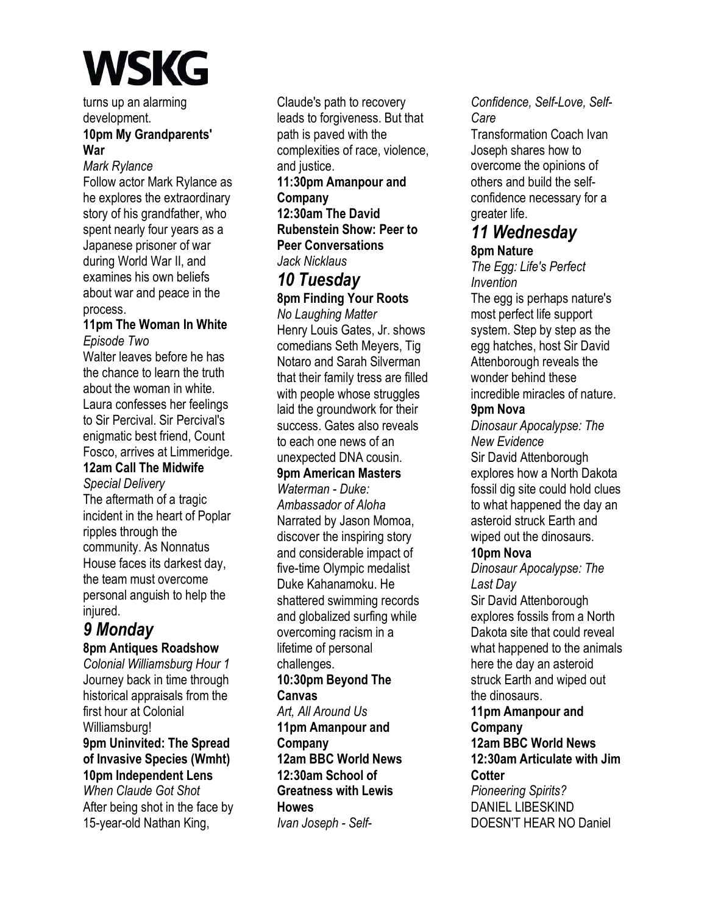turns up an alarming development.

**10pm My Grandparents' War**

*Mark Rylance*

Follow actor Mark Rylance as he explores the extraordinary story of his grandfather, who spent nearly four years as a Japanese prisoner of war during World War II, and examines his own beliefs about war and peace in the process.

**11pm The Woman In White**

*Episode Two*

Walter leaves before he has the chance to learn the truth about the woman in white. Laura confesses her feelings to Sir Percival. Sir Percival's enigmatic best friend, Count Fosco, arrives at Limmeridge.

**12am Call The Midwife**

*Special Delivery*

The aftermath of a tragic incident in the heart of Poplar ripples through the community. As Nonnatus House faces its darkest day, the team must overcome personal anguish to help the injured.

## *9 Monday*

**8pm Antiques Roadshow**

*Colonial Williamsburg Hour 1*

Journey back in time through historical appraisals from the first hour at Colonial Williamsburg!

**9pm Uninvited: The Spread of Invasive Species (Wmht)**

**10pm Independent Lens**

*When Claude Got Shot*

After being shot in the face by 15-year-old Nathan King, Claude's path to recovery leads to forgiveness. But that path is paved with the complexities of race, violence, and justice.

**11:30pm Amanpour and Company**

**12:30am The David Rubenstein Show: Peer to Peer Conversations**

*Jack Nicklaus*

## *10 Tuesday*

**8pm Finding Your Roots**

*No Laughing Matter*

Henry Louis Gates, Jr. shows comedians Seth Meyers, Tig Notaro and Sarah Silverman that their family tress are filled with people whose struggles laid the groundwork for their success. Gates also reveals to each one news of an unexpected DNA cousin.

**9pm American Masters**

*Waterman - Duke: Ambassador of Aloha*

Narrated by Jason Momoa, discover the inspiring story and considerable impact of five-time Olympic medalist Duke Kahanamoku. He shattered swimming records and globalized surfing while overcoming racism in a lifetime of personal challenges.

**10:30pm Beyond The Canvas**

*Art, All Around Us*

**11pm Amanpour and Company**

**12am BBC World News**

**12:30am School of Greatness with Lewis Howes**

*Ivan Joseph - Self-Confidence, Self-Love, Self-Care*

Transformation Coach Ivan Joseph shares how to overcome the opinions of others and build the self-confidence necessary for a greater life.

## *11 Wednesday*

**8pm Nature**

*The Egg: Life's Perfect Invention*

The egg is perhaps nature's most perfect life support system. Step by step as the egg hatches, host Sir David Attenborough reveals the wonder behind these incredible miracles of nature.

**9pm Nova**

*Dinosaur Apocalypse: The New Evidence*

Sir David Attenborough explores how a North Dakota fossil dig site could hold clues to what happened the day an asteroid struck Earth and wiped out the dinosaurs.

**10pm Nova**

*Dinosaur Apocalypse: The Last Day*

Sir David Attenborough explores fossils from a North Dakota site that could reveal what happened to the animals here the day an asteroid struck Earth and wiped out the dinosaurs.

**11pm Amanpour and Company**

**12am BBC World News**

**12:30am Articulate with Jim Cotter**

*Pioneering Spirits?*

DANIEL LIBESKIND DOESN'T HEAR NO Daniel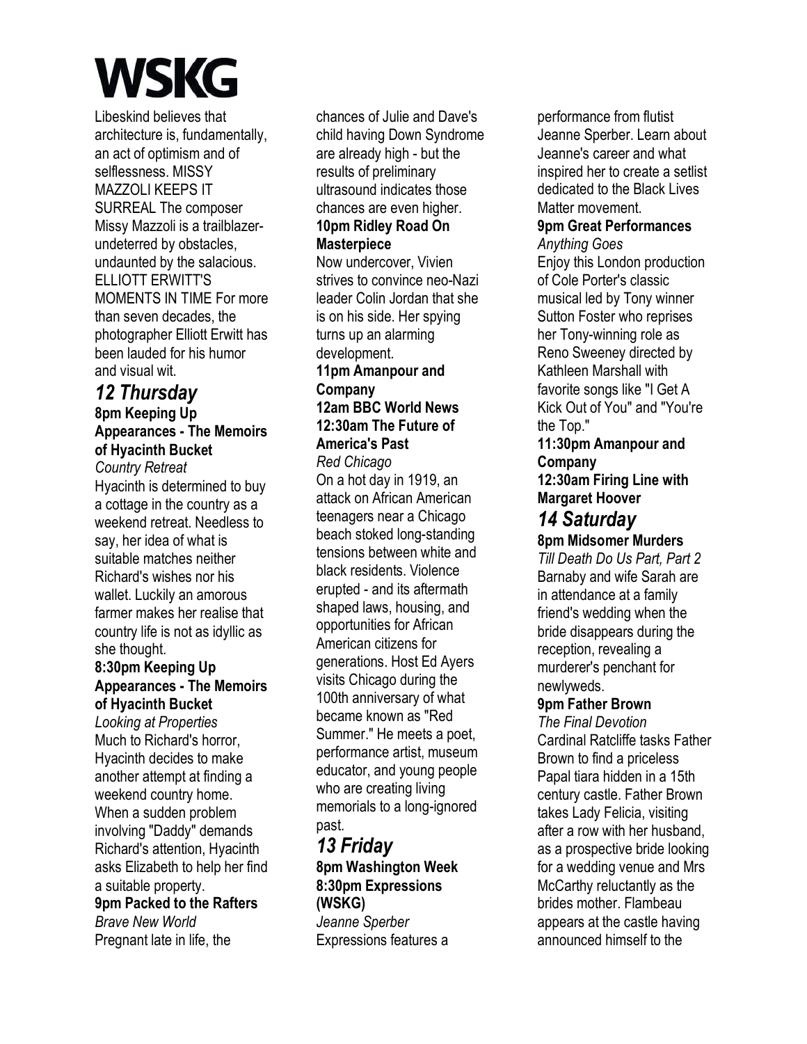Libeskind believes that architecture is, fundamentally, an act of optimism and of selflessness. MISSY MAZZOLI KEEPS IT SURREAL The composer Missy Mazzoli is a trailblazer-undeterred by obstacles, undaunted by the salacious. ELLIOTT ERWITT'S MOMENTS IN TIME For more than seven decades, the photographer Elliott Erwitt has been lauded for his humor and visual wit.

## *12 Thursday*

**8pm Keeping Up Appearances - The Memoirs of Hyacinth Bucket**
*Country Retreat*
Hyacinth is determined to buy a cottage in the country as a weekend retreat. Needless to say, her idea of what is suitable matches neither Richard's wishes nor his wallet. Luckily an amorous farmer makes her realise that country life is not as idyllic as she thought.

**8:30pm Keeping Up Appearances - The Memoirs of Hyacinth Bucket**
*Looking at Properties*
Much to Richard's horror, Hyacinth decides to make another attempt at finding a weekend country home. When a sudden problem involving "Daddy" demands Richard's attention, Hyacinth asks Elizabeth to help her find a suitable property.

**9pm Packed to the Rafters**
*Brave New World*
Pregnant late in life, the chances of Julie and Dave's child having Down Syndrome are already high - but the results of preliminary ultrasound indicates those chances are even higher.

**10pm Ridley Road On Masterpiece**
Now undercover, Vivien strives to convince neo-Nazi leader Colin Jordan that she is on his side. Her spying turns up an alarming development.

**11pm Amanpour and Company**

**12am BBC World News**

**12:30am The Future of America's Past**
*Red Chicago*
On a hot day in 1919, an attack on African American teenagers near a Chicago beach stoked long-standing tensions between white and black residents. Violence erupted - and its aftermath shaped laws, housing, and opportunities for African American citizens for generations. Host Ed Ayers visits Chicago during the 100th anniversary of what became known as "Red Summer." He meets a poet, performance artist, museum educator, and young people who are creating living memorials to a long-ignored past.

## *13 Friday*

**8pm Washington Week**

**8:30pm Expressions (WSKG)**
*Jeanne Sperber*
Expressions features a performance from flutist Jeanne Sperber. Learn about Jeanne's career and what inspired her to create a setlist dedicated to the Black Lives Matter movement.

**9pm Great Performances**
*Anything Goes*
Enjoy this London production of Cole Porter's classic musical led by Tony winner Sutton Foster who reprises her Tony-winning role as Reno Sweeney directed by Kathleen Marshall with favorite songs like "I Get A Kick Out of You" and "You're the Top."

**11:30pm Amanpour and Company**

**12:30am Firing Line with Margaret Hoover**

## *14 Saturday*

**8pm Midsomer Murders**
*Till Death Do Us Part, Part 2*
Barnaby and wife Sarah are in attendance at a family friend's wedding when the bride disappears during the reception, revealing a murderer's penchant for newlyweds.

**9pm Father Brown**
*The Final Devotion*
Cardinal Ratcliffe tasks Father Brown to find a priceless Papal tiara hidden in a 15th century castle. Father Brown takes Lady Felicia, visiting after a row with her husband, as a prospective bride looking for a wedding venue and Mrs McCarthy reluctantly as the brides mother. Flambeau appears at the castle having announced himself to the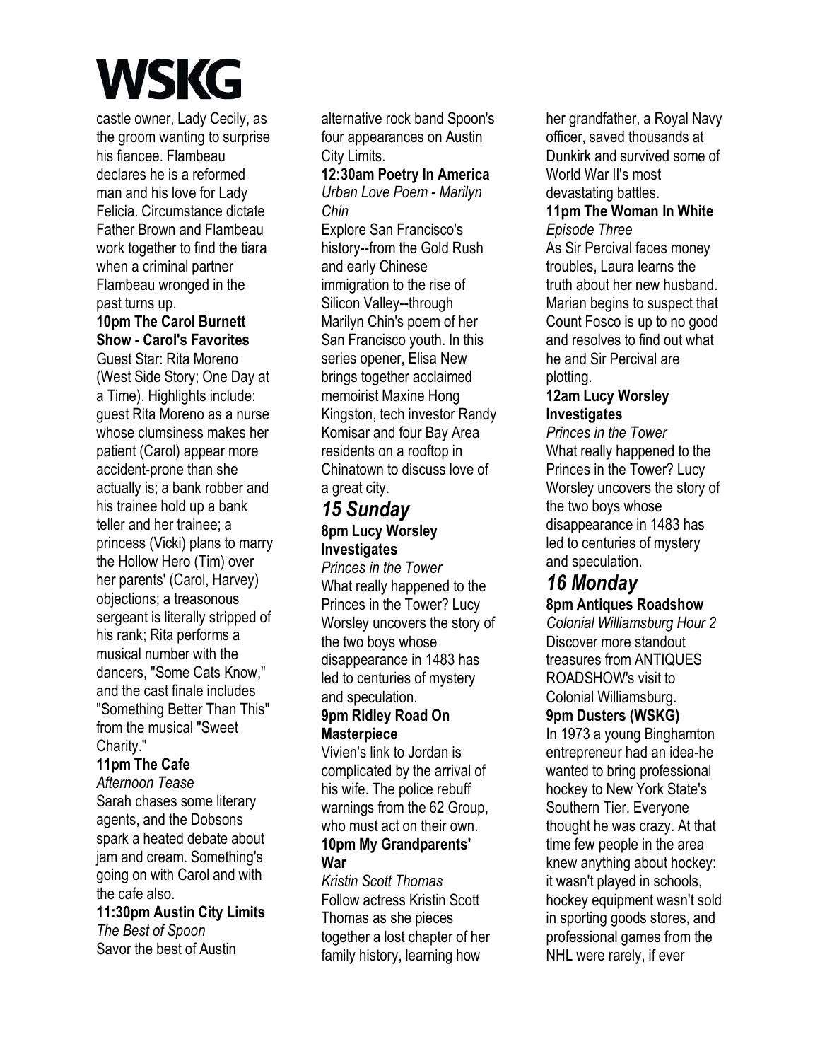castle owner, Lady Cecily, as the groom wanting to surprise his fiancee. Flambeau declares he is a reformed man and his love for Lady Felicia. Circumstance dictate Father Brown and Flambeau work together to find the tiara when a criminal partner Flambeau wronged in the past turns up.

**10pm The Carol Burnett Show - Carol's Favorites**
Guest Star: Rita Moreno (West Side Story; One Day at a Time). Highlights include: guest Rita Moreno as a nurse whose clumsiness makes her patient (Carol) appear more accident-prone than she actually is; a bank robber and his trainee hold up a bank teller and her trainee; a princess (Vicki) plans to marry the Hollow Hero (Tim) over her parents' (Carol, Harvey) objections; a treasonous sergeant is literally stripped of his rank; Rita performs a musical number with the dancers, "Some Cats Know," and the cast finale includes "Something Better Than This" from the musical "Sweet Charity."

**11pm The Cafe**
*Afternoon Tease*
Sarah chases some literary agents, and the Dobsons spark a heated debate about jam and cream. Something's going on with Carol and with the cafe also.

**11:30pm Austin City Limits**
*The Best of Spoon*
Savor the best of Austin alternative rock band Spoon's four appearances on Austin City Limits.

**12:30am Poetry In America**
*Urban Love Poem - Marilyn Chin*
Explore San Francisco's history--from the Gold Rush and early Chinese immigration to the rise of Silicon Valley--through Marilyn Chin's poem of her San Francisco youth. In this series opener, Elisa New brings together acclaimed memoirist Maxine Hong Kingston, tech investor Randy Komisar and four Bay Area residents on a rooftop in Chinatown to discuss love of a great city.

## *15 Sunday*

**8pm Lucy Worsley Investigates**
*Princes in the Tower*
What really happened to the Princes in the Tower? Lucy Worsley uncovers the story of the two boys whose disappearance in 1483 has led to centuries of mystery and speculation.

**9pm Ridley Road On Masterpiece**
Vivien's link to Jordan is complicated by the arrival of his wife. The police rebuff warnings from the 62 Group, who must act on their own.

**10pm My Grandparents' War**
*Kristin Scott Thomas*
Follow actress Kristin Scott Thomas as she pieces together a lost chapter of her family history, learning how her grandfather, a Royal Navy officer, saved thousands at Dunkirk and survived some of World War II's most devastating battles.

**11pm The Woman In White**
*Episode Three*
As Sir Percival faces money troubles, Laura learns the truth about her new husband. Marian begins to suspect that Count Fosco is up to no good and resolves to find out what he and Sir Percival are plotting.

**12am Lucy Worsley Investigates**
*Princes in the Tower*
What really happened to the Princes in the Tower? Lucy Worsley uncovers the story of the two boys whose disappearance in 1483 has led to centuries of mystery and speculation.

## *16 Monday*

**8pm Antiques Roadshow**
*Colonial Williamsburg Hour 2*
Discover more standout treasures from ANTIQUES ROADSHOW's visit to Colonial Williamsburg.

**9pm Dusters (WSKG)**
In 1973 a young Binghamton entrepreneur had an idea-he wanted to bring professional hockey to New York State's Southern Tier. Everyone thought he was crazy. At that time few people in the area knew anything about hockey: it wasn't played in schools, hockey equipment wasn't sold in sporting goods stores, and professional games from the NHL were rarely, if ever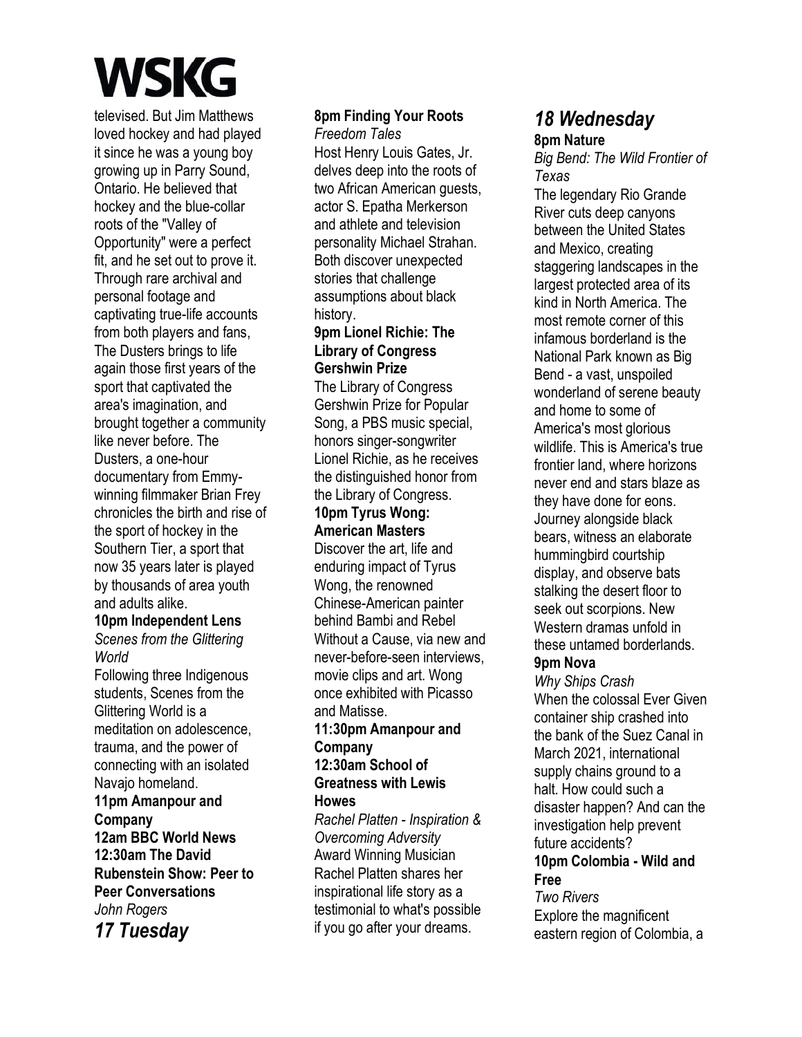televised. But Jim Matthews loved hockey and had played it since he was a young boy growing up in Parry Sound, Ontario. He believed that hockey and the blue-collar roots of the "Valley of Opportunity" were a perfect fit, and he set out to prove it. Through rare archival and personal footage and captivating true-life accounts from both players and fans, The Dusters brings to life again those first years of the sport that captivated the area's imagination, and brought together a community like never before. The Dusters, a one-hour documentary from Emmy-winning filmmaker Brian Frey chronicles the birth and rise of the sport of hockey in the Southern Tier, a sport that now 35 years later is played by thousands of area youth and adults alike.

**10pm Independent Lens**
*Scenes from the Glittering World*
Following three Indigenous students, Scenes from the Glittering World is a meditation on adolescence, trauma, and the power of connecting with an isolated Navajo homeland.

**11pm Amanpour and Company**

**12am BBC World News**

**12:30am The David Rubenstein Show: Peer to Peer Conversations**
*John Rogers*

## *17 Tuesday*

**8pm Finding Your Roots**
*Freedom Tales*
Host Henry Louis Gates, Jr. delves deep into the roots of two African American guests, actor S. Epatha Merkerson and athlete and television personality Michael Strahan. Both discover unexpected stories that challenge assumptions about black history.

**9pm Lionel Richie: The Library of Congress Gershwin Prize**
The Library of Congress Gershwin Prize for Popular Song, a PBS music special, honors singer-songwriter Lionel Richie, as he receives the distinguished honor from the Library of Congress.

**10pm Tyrus Wong: American Masters**
Discover the art, life and enduring impact of Tyrus Wong, the renowned Chinese-American painter behind Bambi and Rebel Without a Cause, via new and never-before-seen interviews, movie clips and art. Wong once exhibited with Picasso and Matisse.

**11:30pm Amanpour and Company**

**12:30am School of Greatness with Lewis Howes**
*Rachel Platten - Inspiration & Overcoming Adversity*
Award Winning Musician Rachel Platten shares her inspirational life story as a testimonial to what's possible if you go after your dreams.

## *18 Wednesday*

**8pm Nature**
*Big Bend: The Wild Frontier of Texas*
The legendary Rio Grande River cuts deep canyons between the United States and Mexico, creating staggering landscapes in the largest protected area of its kind in North America. The most remote corner of this infamous borderland is the National Park known as Big Bend - a vast, unspoiled wonderland of serene beauty and home to some of America's most glorious wildlife. This is America's true frontier land, where horizons never end and stars blaze as they have done for eons. Journey alongside black bears, witness an elaborate hummingbird courtship display, and observe bats stalking the desert floor to seek out scorpions. New Western dramas unfold in these untamed borderlands.

**9pm Nova**
*Why Ships Crash*
When the colossal Ever Given container ship crashed into the bank of the Suez Canal in March 2021, international supply chains ground to a halt. How could such a disaster happen? And can the investigation help prevent future accidents?

**10pm Colombia - Wild and Free**
*Two Rivers*
Explore the magnificent eastern region of Colombia, a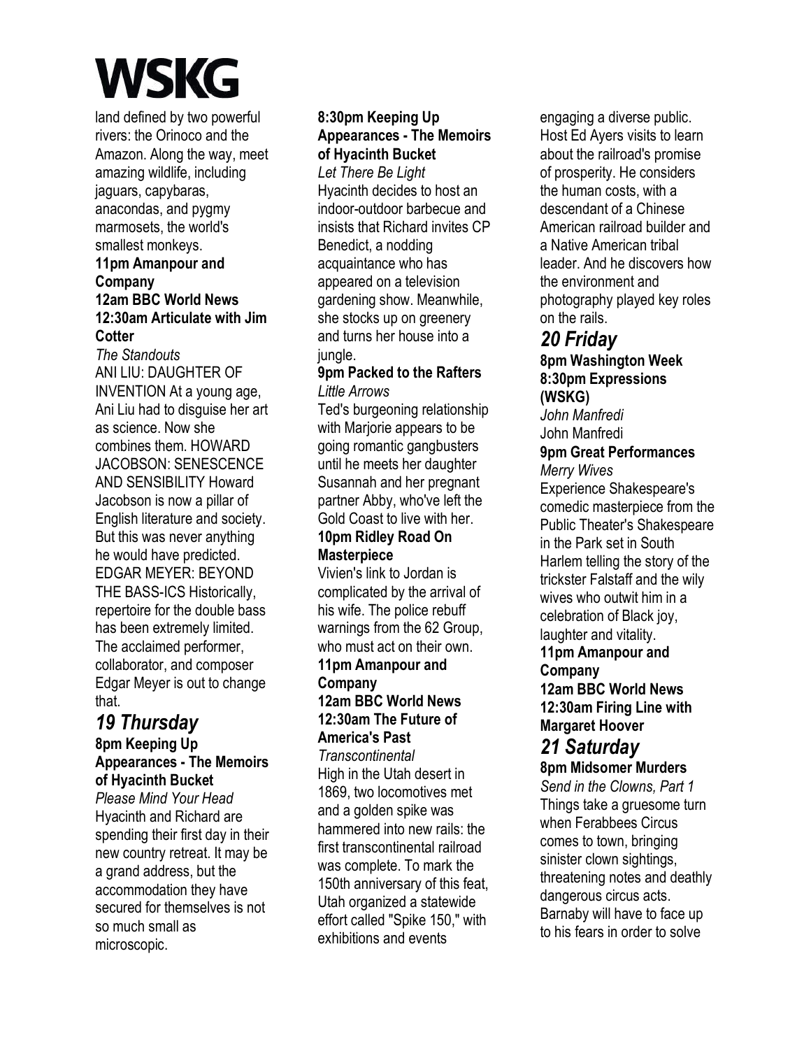land defined by two powerful rivers: the Orinoco and the Amazon. Along the way, meet amazing wildlife, including jaguars, capybaras, anacondas, and pygmy marmosets, the world's smallest monkeys.

**11pm Amanpour and Company**

**12am BBC World News**

**12:30am Articulate with Jim Cotter**

*The Standouts*

ANI LIU: DAUGHTER OF INVENTION At a young age, Ani Liu had to disguise her art as science. Now she combines them. HOWARD JACOBSON: SENESCENCE AND SENSIBILITY Howard Jacobson is now a pillar of English literature and society. But this was never anything he would have predicted. EDGAR MEYER: BEYOND THE BASS-ICS Historically, repertoire for the double bass has been extremely limited. The acclaimed performer, collaborator, and composer Edgar Meyer is out to change that.

## *19 Thursday*

**8pm Keeping Up Appearances - The Memoirs of Hyacinth Bucket**

*Please Mind Your Head*

Hyacinth and Richard are spending their first day in their new country retreat. It may be a grand address, but the accommodation they have secured for themselves is not so much small as microscopic.

**8:30pm Keeping Up Appearances - The Memoirs of Hyacinth Bucket**

*Let There Be Light*

Hyacinth decides to host an indoor-outdoor barbecue and insists that Richard invites CP Benedict, a nodding acquaintance who has appeared on a television gardening show. Meanwhile, she stocks up on greenery and turns her house into a jungle.

**9pm Packed to the Rafters**

*Little Arrows*

Ted's burgeoning relationship with Marjorie appears to be going romantic gangbusters until he meets her daughter Susannah and her pregnant partner Abby, who've left the Gold Coast to live with her.

**10pm Ridley Road On Masterpiece**

Vivien's link to Jordan is complicated by the arrival of his wife. The police rebuff warnings from the 62 Group, who must act on their own.

**11pm Amanpour and Company**

**12am BBC World News**

**12:30am The Future of America's Past**

*Transcontinental*

High in the Utah desert in 1869, two locomotives met and a golden spike was hammered into new rails: the first transcontinental railroad was complete. To mark the 150th anniversary of this feat, Utah organized a statewide effort called "Spike 150," with exhibitions and events engaging a diverse public. Host Ed Ayers visits to learn about the railroad's promise of prosperity. He considers the human costs, with a descendant of a Chinese American railroad builder and a Native American tribal leader. And he discovers how the environment and photography played key roles on the rails.

## *20 Friday*

**8pm Washington Week**

**8:30pm Expressions (WSKG)**

*John Manfredi*

John Manfredi

**9pm Great Performances**

*Merry Wives*

Experience Shakespeare's comedic masterpiece from the Public Theater's Shakespeare in the Park set in South Harlem telling the story of the trickster Falstaff and the wily wives who outwit him in a celebration of Black joy, laughter and vitality.

**11pm Amanpour and Company**

**12am BBC World News**

**12:30am Firing Line with Margaret Hoover**

## *21 Saturday*

**8pm Midsomer Murders**

*Send in the Clowns, Part 1*

Things take a gruesome turn when Ferabbees Circus comes to town, bringing sinister clown sightings, threatening notes and deathly dangerous circus acts. Barnaby will have to face up to his fears in order to solve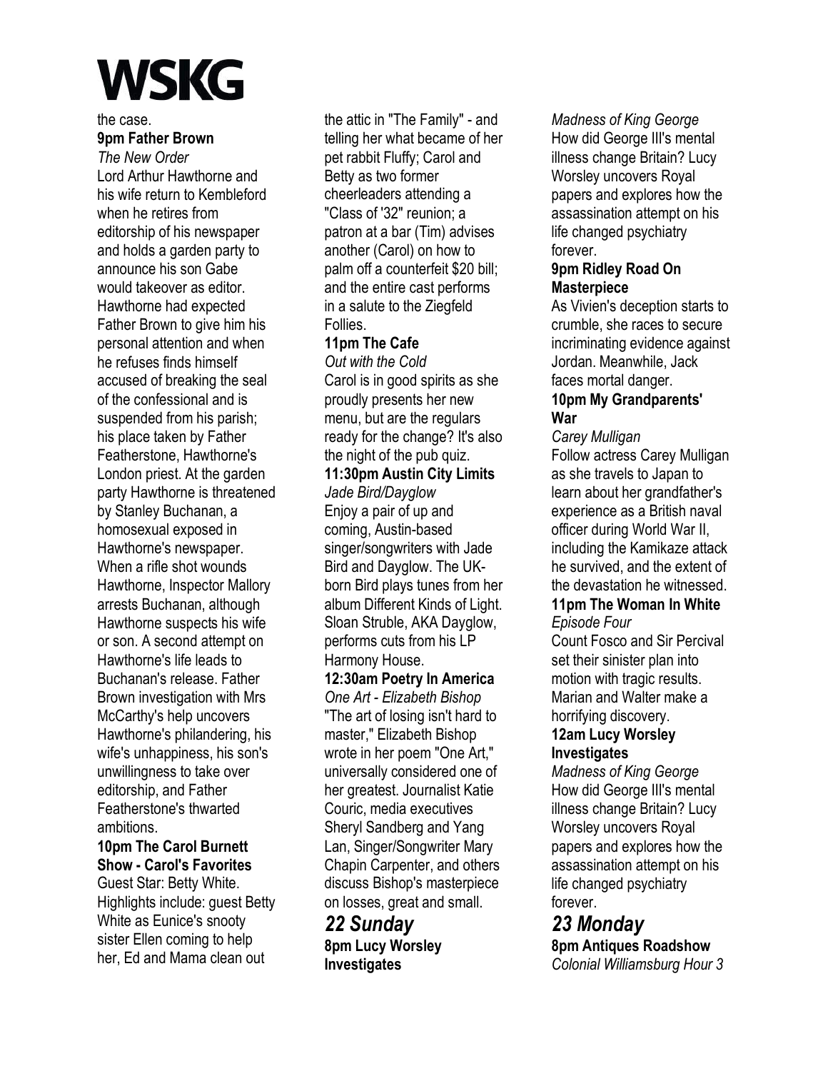the case.

**9pm Father Brown**

*The New Order*

Lord Arthur Hawthorne and his wife return to Kembleford when he retires from editorship of his newspaper and holds a garden party to announce his son Gabe would takeover as editor. Hawthorne had expected Father Brown to give him his personal attention and when he refuses finds himself accused of breaking the seal of the confessional and is suspended from his parish; his place taken by Father Featherstone, Hawthorne's London priest. At the garden party Hawthorne is threatened by Stanley Buchanan, a homosexual exposed in Hawthorne's newspaper. When a rifle shot wounds Hawthorne, Inspector Mallory arrests Buchanan, although Hawthorne suspects his wife or son. A second attempt on Hawthorne's life leads to Buchanan's release. Father Brown investigation with Mrs McCarthy's help uncovers Hawthorne's philandering, his wife's unhappiness, his son's unwillingness to take over editorship, and Father Featherstone's thwarted ambitions.

**10pm The Carol Burnett Show - Carol's Favorites**

Guest Star: Betty White. Highlights include: guest Betty White as Eunice's snooty sister Ellen coming to help her, Ed and Mama clean out the attic in "The Family" - and telling her what became of her pet rabbit Fluffy; Carol and Betty as two former cheerleaders attending a "Class of '32" reunion; a patron at a bar (Tim) advises another (Carol) on how to palm off a counterfeit $20 bill; and the entire cast performs in a salute to the Ziegfeld Follies.

**11pm The Cafe**

*Out with the Cold*

Carol is in good spirits as she proudly presents her new menu, but are the regulars ready for the change? It's also the night of the pub quiz.

**11:30pm Austin City Limits**

*Jade Bird/Dayglow*

Enjoy a pair of up and coming, Austin-based singer/songwriters with Jade Bird and Dayglow. The UK-born Bird plays tunes from her album Different Kinds of Light. Sloan Struble, AKA Dayglow, performs cuts from his LP Harmony House.

**12:30am Poetry In America**

*One Art - Elizabeth Bishop*

"The art of losing isn't hard to master," Elizabeth Bishop wrote in her poem "One Art," universally considered one of her greatest. Journalist Katie Couric, media executives Sheryl Sandberg and Yang Lan, Singer/Songwriter Mary Chapin Carpenter, and others discuss Bishop's masterpiece on losses, great and small.

## *22 Sunday*

**8pm Lucy Worsley Investigates**

*Madness of King George*

How did George III's mental illness change Britain? Lucy Worsley uncovers Royal papers and explores how the assassination attempt on his life changed psychiatry forever.

**9pm Ridley Road On Masterpiece**

As Vivien's deception starts to crumble, she races to secure incriminating evidence against Jordan. Meanwhile, Jack faces mortal danger.

**10pm My Grandparents' War**

*Carey Mulligan*

Follow actress Carey Mulligan as she travels to Japan to learn about her grandfather's experience as a British naval officer during World War II, including the Kamikaze attack he survived, and the extent of the devastation he witnessed.

**11pm The Woman In White**

*Episode Four*

Count Fosco and Sir Percival set their sinister plan into motion with tragic results. Marian and Walter make a horrifying discovery.

**12am Lucy Worsley Investigates**

*Madness of King George*

How did George III's mental illness change Britain? Lucy Worsley uncovers Royal papers and explores how the assassination attempt on his life changed psychiatry forever.

## *23 Monday*

**8pm Antiques Roadshow**

*Colonial Williamsburg Hour 3*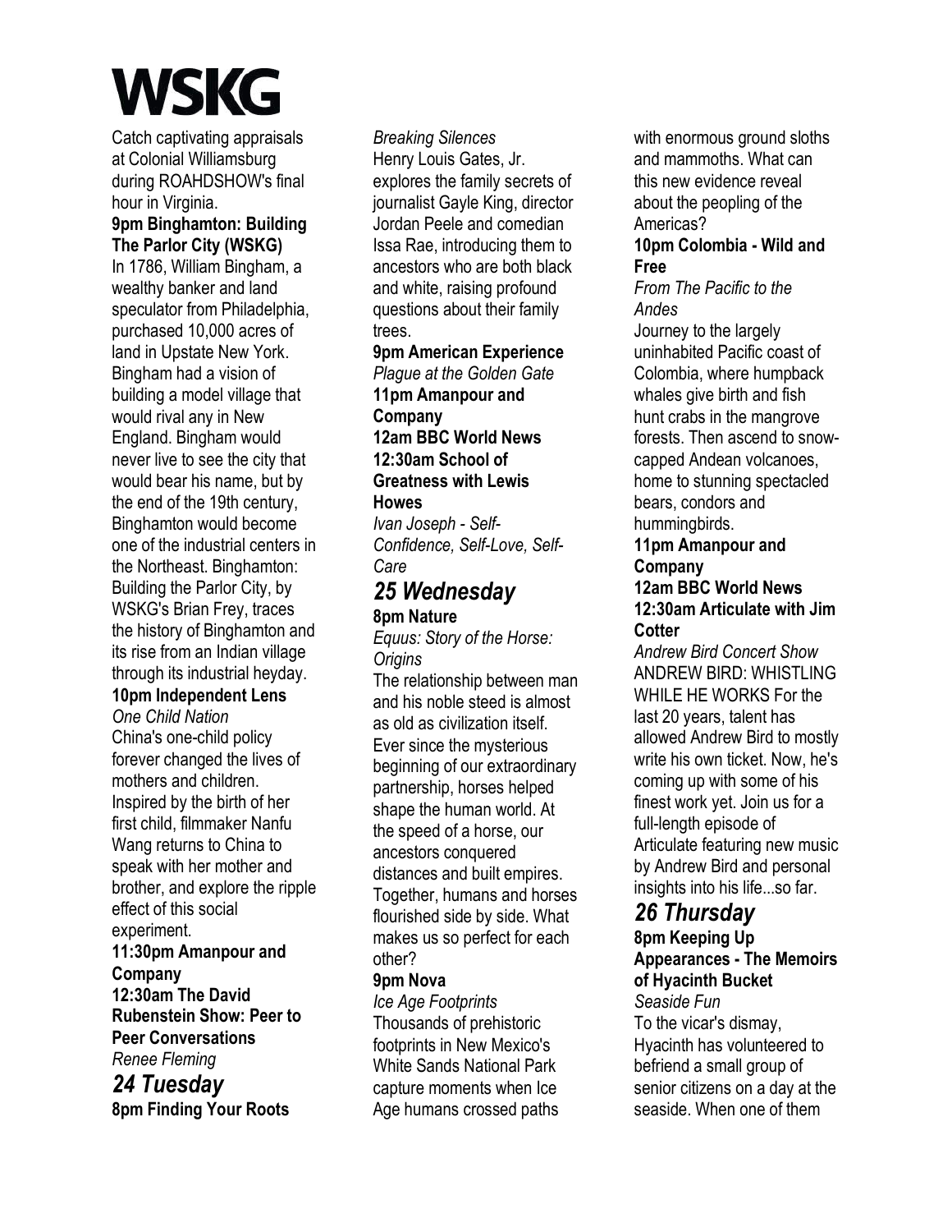# WSKG

Catch captivating appraisals at Colonial Williamsburg during ROAHDSHOW's final hour in Virginia.

**9pm Binghamton: Building The Parlor City (WSKG)**
In 1786, William Bingham, a wealthy banker and land speculator from Philadelphia, purchased 10,000 acres of land in Upstate New York. Bingham had a vision of building a model village that would rival any in New England. Bingham would never live to see the city that would bear his name, but by the end of the 19th century, Binghamton would become one of the industrial centers in the Northeast. Binghamton: Building the Parlor City, by WSKG's Brian Frey, traces the history of Binghamton and its rise from an Indian village through its industrial heyday.

**10pm Independent Lens**
*One Child Nation*
China's one-child policy forever changed the lives of mothers and children. Inspired by the birth of her first child, filmmaker Nanfu Wang returns to China to speak with her mother and brother, and explore the ripple effect of this social experiment.

**11:30pm Amanpour and Company**

**12:30am The David Rubenstein Show: Peer to Peer Conversations**
*Renee Fleming*

## *24 Tuesday*

**8pm Finding Your Roots**
*Breaking Silences*
Henry Louis Gates, Jr. explores the family secrets of journalist Gayle King, director Jordan Peele and comedian Issa Rae, introducing them to ancestors who are both black and white, raising profound questions about their family trees.

**9pm American Experience**
*Plague at the Golden Gate*

**11pm Amanpour and Company**

**12am BBC World News**

**12:30am School of Greatness with Lewis Howes**
*Ivan Joseph - Self-Confidence, Self-Love, Self-Care*

## *25 Wednesday*

**8pm Nature**
*Equus: Story of the Horse: Origins*
The relationship between man and his noble steed is almost as old as civilization itself. Ever since the mysterious beginning of our extraordinary partnership, horses helped shape the human world. At the speed of a horse, our ancestors conquered distances and built empires. Together, humans and horses flourished side by side. What makes us so perfect for each other?

**9pm Nova**
*Ice Age Footprints*
Thousands of prehistoric footprints in New Mexico's White Sands National Park capture moments when Ice Age humans crossed paths with enormous ground sloths and mammoths. What can this new evidence reveal about the peopling of the Americas?

**10pm Colombia - Wild and Free**
*From The Pacific to the Andes*
Journey to the largely uninhabited Pacific coast of Colombia, where humpback whales give birth and fish hunt crabs in the mangrove forests. Then ascend to snow-capped Andean volcanoes, home to stunning spectacled bears, condors and hummingbirds.

**11pm Amanpour and Company**

**12am BBC World News**

**12:30am Articulate with Jim Cotter**
*Andrew Bird Concert Show*
ANDREW BIRD: WHISTLING WHILE HE WORKS For the last 20 years, talent has allowed Andrew Bird to mostly write his own ticket. Now, he's coming up with some of his finest work yet. Join us for a full-length episode of Articulate featuring new music by Andrew Bird and personal insights into his life...so far.

## *26 Thursday*

**8pm Keeping Up Appearances - The Memoirs of Hyacinth Bucket**
*Seaside Fun*
To the vicar's dismay, Hyacinth has volunteered to befriend a small group of senior citizens on a day at the seaside. When one of them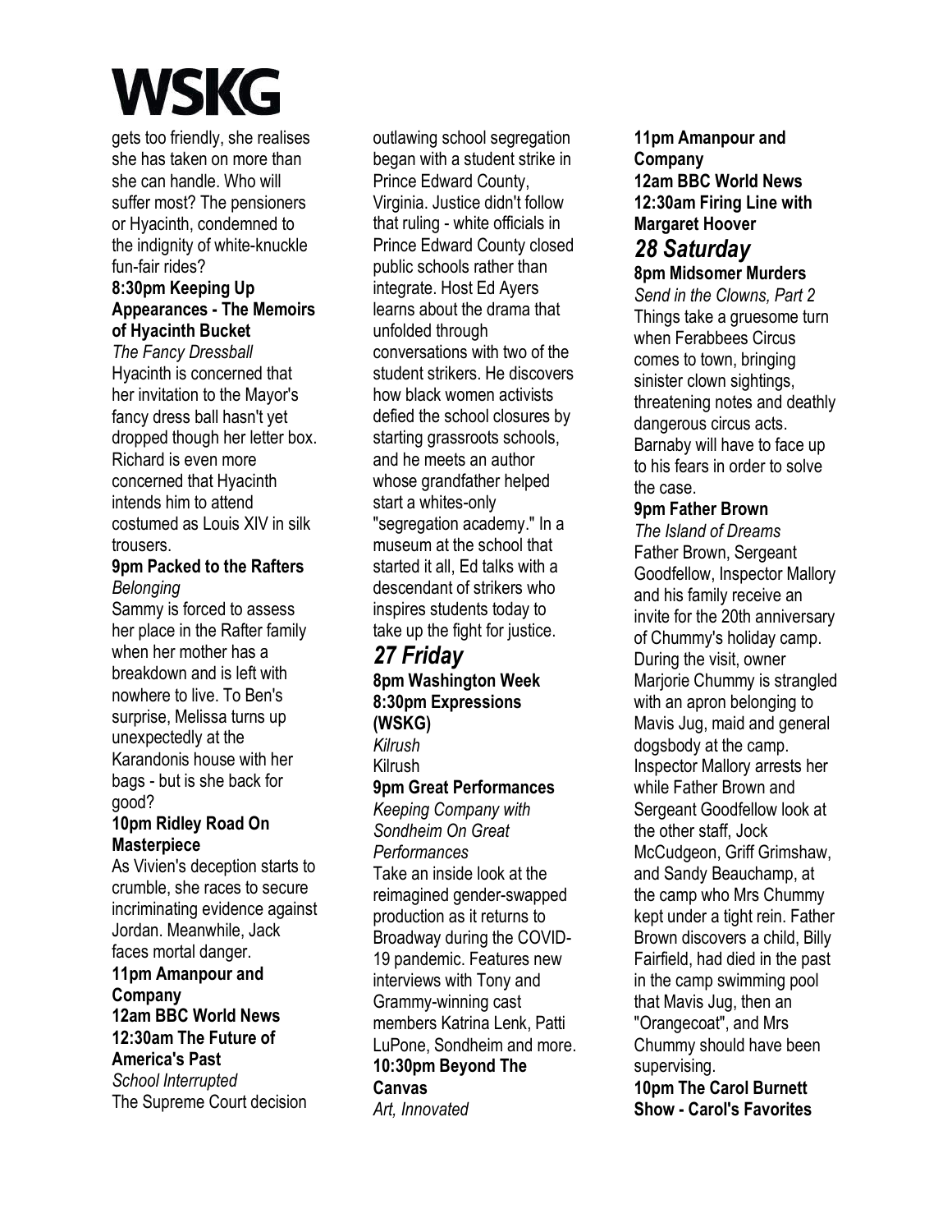gets too friendly, she realises she has taken on more than she can handle. Who will suffer most? The pensioners or Hyacinth, condemned to the indignity of white-knuckle fun-fair rides?

**8:30pm Keeping Up Appearances - The Memoirs of Hyacinth Bucket**
*The Fancy Dressball*
Hyacinth is concerned that her invitation to the Mayor's fancy dress ball hasn't yet dropped though her letter box. Richard is even more concerned that Hyacinth intends him to attend costumed as Louis XIV in silk trousers.

**9pm Packed to the Rafters**
*Belonging*
Sammy is forced to assess her place in the Rafter family when her mother has a breakdown and is left with nowhere to live. To Ben's surprise, Melissa turns up unexpectedly at the Karandonis house with her bags - but is she back for good?

**10pm Ridley Road On Masterpiece**
As Vivien's deception starts to crumble, she races to secure incriminating evidence against Jordan. Meanwhile, Jack faces mortal danger.

**11pm Amanpour and Company**

**12am BBC World News**

**12:30am The Future of America's Past**
*School Interrupted*
The Supreme Court decision outlawing school segregation began with a student strike in Prince Edward County, Virginia. Justice didn't follow that ruling - white officials in Prince Edward County closed public schools rather than integrate. Host Ed Ayers learns about the drama that unfolded through conversations with two of the student strikers. He discovers how black women activists defied the school closures by starting grassroots schools, and he meets an author whose grandfather helped start a whites-only "segregation academy." In a museum at the school that started it all, Ed talks with a descendant of strikers who inspires students today to take up the fight for justice.

## *27 Friday*

**8pm Washington Week**

**8:30pm Expressions (WSKG)**
*Kilrush*
Kilrush

**9pm Great Performances**
*Keeping Company with Sondheim On Great Performances*
Take an inside look at the reimagined gender-swapped production as it returns to Broadway during the COVID-19 pandemic. Features new interviews with Tony and Grammy-winning cast members Katrina Lenk, Patti LuPone, Sondheim and more.

**10:30pm Beyond The Canvas**
*Art, Innovated*

**11pm Amanpour and Company**

**12am BBC World News**

**12:30am Firing Line with Margaret Hoover**

## *28 Saturday*

**8pm Midsomer Murders**
*Send in the Clowns, Part 2*
Things take a gruesome turn when Ferabbees Circus comes to town, bringing sinister clown sightings, threatening notes and deathly dangerous circus acts. Barnaby will have to face up to his fears in order to solve the case.

**9pm Father Brown**
*The Island of Dreams*
Father Brown, Sergeant Goodfellow, Inspector Mallory and his family receive an invite for the 20th anniversary of Chummy's holiday camp. During the visit, owner Marjorie Chummy is strangled with an apron belonging to Mavis Jug, maid and general dogsbody at the camp. Inspector Mallory arrests her while Father Brown and Sergeant Goodfellow look at the other staff, Jock McCudgeon, Griff Grimshaw, and Sandy Beauchamp, at the camp who Mrs Chummy kept under a tight rein. Father Brown discovers a child, Billy Fairfield, had died in the past in the camp swimming pool that Mavis Jug, then an "Orangecoat", and Mrs Chummy should have been supervising.

**10pm The Carol Burnett Show - Carol's Favorites**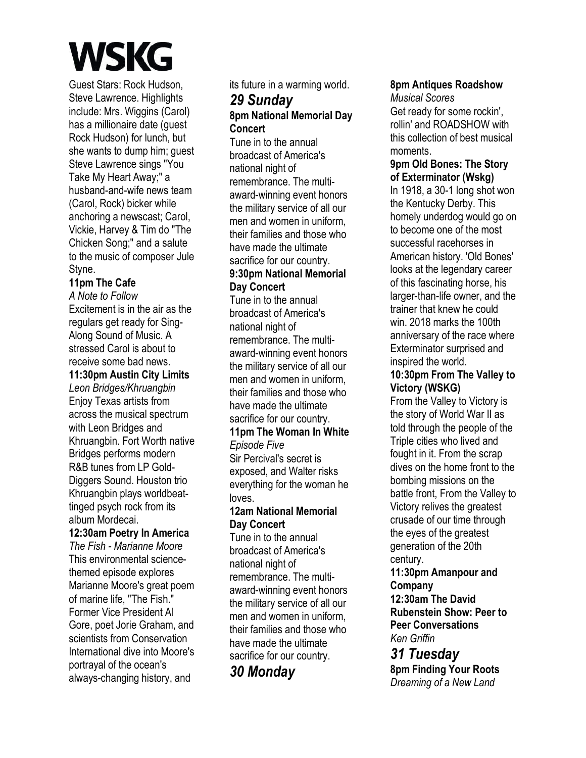# WSKG

Guest Stars: Rock Hudson, Steve Lawrence. Highlights include: Mrs. Wiggins (Carol) has a millionaire date (guest Rock Hudson) for lunch, but she wants to dump him; guest Steve Lawrence sings "You Take My Heart Away;" a husband-and-wife news team (Carol, Rock) bicker while anchoring a newscast; Carol, Vickie, Harvey & Tim do "The Chicken Song;" and a salute to the music of composer Jule Styne.

**11pm The Cafe**
*A Note to Follow*
Excitement is in the air as the regulars get ready for Sing-Along Sound of Music. A stressed Carol is about to receive some bad news.

**11:30pm Austin City Limits**
*Leon Bridges/Khruangbin*
Enjoy Texas artists from across the musical spectrum with Leon Bridges and Khruangbin. Fort Worth native Bridges performs modern R&B tunes from LP Gold-Diggers Sound. Houston trio Khruangbin plays worldbeat-tinged psych rock from its album Mordecai.

**12:30am Poetry In America**
*The Fish - Marianne Moore*
This environmental science-themed episode explores Marianne Moore's great poem of marine life, "The Fish." Former Vice President Al Gore, poet Jorie Graham, and scientists from Conservation International dive into Moore's portrayal of the ocean's always-changing history, and its future in a warming world.

## *29 Sunday*

**8pm National Memorial Day Concert**
Tune in to the annual broadcast of America's national night of remembrance. The multi-award-winning event honors the military service of all our men and women in uniform, their families and those who have made the ultimate sacrifice for our country.

**9:30pm National Memorial Day Concert**
Tune in to the annual broadcast of America's national night of remembrance. The multi-award-winning event honors the military service of all our men and women in uniform, their families and those who have made the ultimate sacrifice for our country.

**11pm The Woman In White**
*Episode Five*
Sir Percival's secret is exposed, and Walter risks everything for the woman he loves.

**12am National Memorial Day Concert**
Tune in to the annual broadcast of America's national night of remembrance. The multi-award-winning event honors the military service of all our men and women in uniform, their families and those who have made the ultimate sacrifice for our country.

## *30 Monday*

**8pm Antiques Roadshow**
*Musical Scores*
Get ready for some rockin', rollin' and ROADSHOW with this collection of best musical moments.

**9pm Old Bones: The Story of Exterminator (Wskg)**
In 1918, a 30-1 long shot won the Kentucky Derby. This homely underdog would go on to become one of the most successful racehorses in American history. 'Old Bones' looks at the legendary career of this fascinating horse, his larger-than-life owner, and the trainer that knew he could win. 2018 marks the 100th anniversary of the race where Exterminator surprised and inspired the world.

**10:30pm From The Valley to Victory (WSKG)**
From the Valley to Victory is the story of World War II as told through the people of the Triple cities who lived and fought in it. From the scrap dives on the home front to the bombing missions on the battle front, From the Valley to Victory relives the greatest crusade of our time through the eyes of the greatest generation of the 20th century.

**11:30pm Amanpour and Company**

**12:30am The David Rubenstein Show: Peer to Peer Conversations**
*Ken Griffin*

## *31 Tuesday*

**8pm Finding Your Roots**
*Dreaming of a New Land*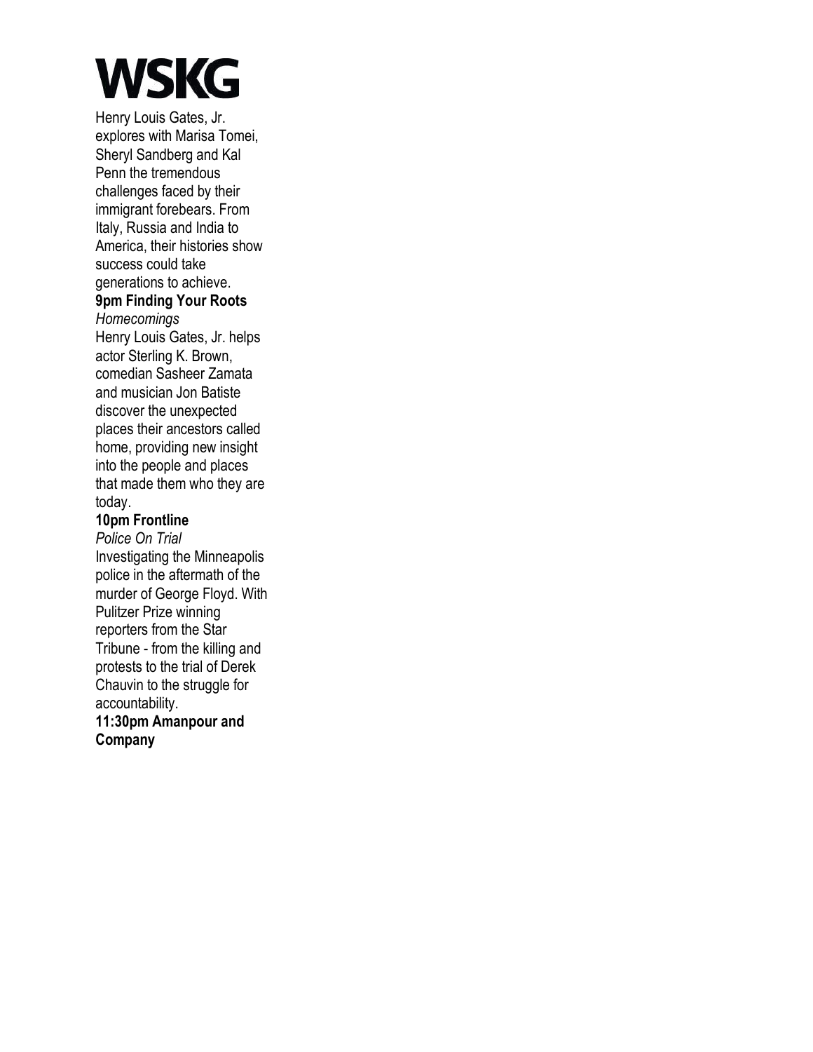# WSKG

Henry Louis Gates, Jr. explores with Marisa Tomei, Sheryl Sandberg and Kal Penn the tremendous challenges faced by their immigrant forebears. From Italy, Russia and India to America, their histories show success could take generations to achieve.

**9pm Finding Your Roots**
*Homecomings*
Henry Louis Gates, Jr. helps actor Sterling K. Brown, comedian Sasheer Zamata and musician Jon Batiste discover the unexpected places their ancestors called home, providing new insight into the people and places that made them who they are today.

**10pm Frontline**
*Police On Trial*
Investigating the Minneapolis police in the aftermath of the murder of George Floyd. With Pulitzer Prize winning reporters from the Star Tribune - from the killing and protests to the trial of Derek Chauvin to the struggle for accountability.

**11:30pm Amanpour and Company**